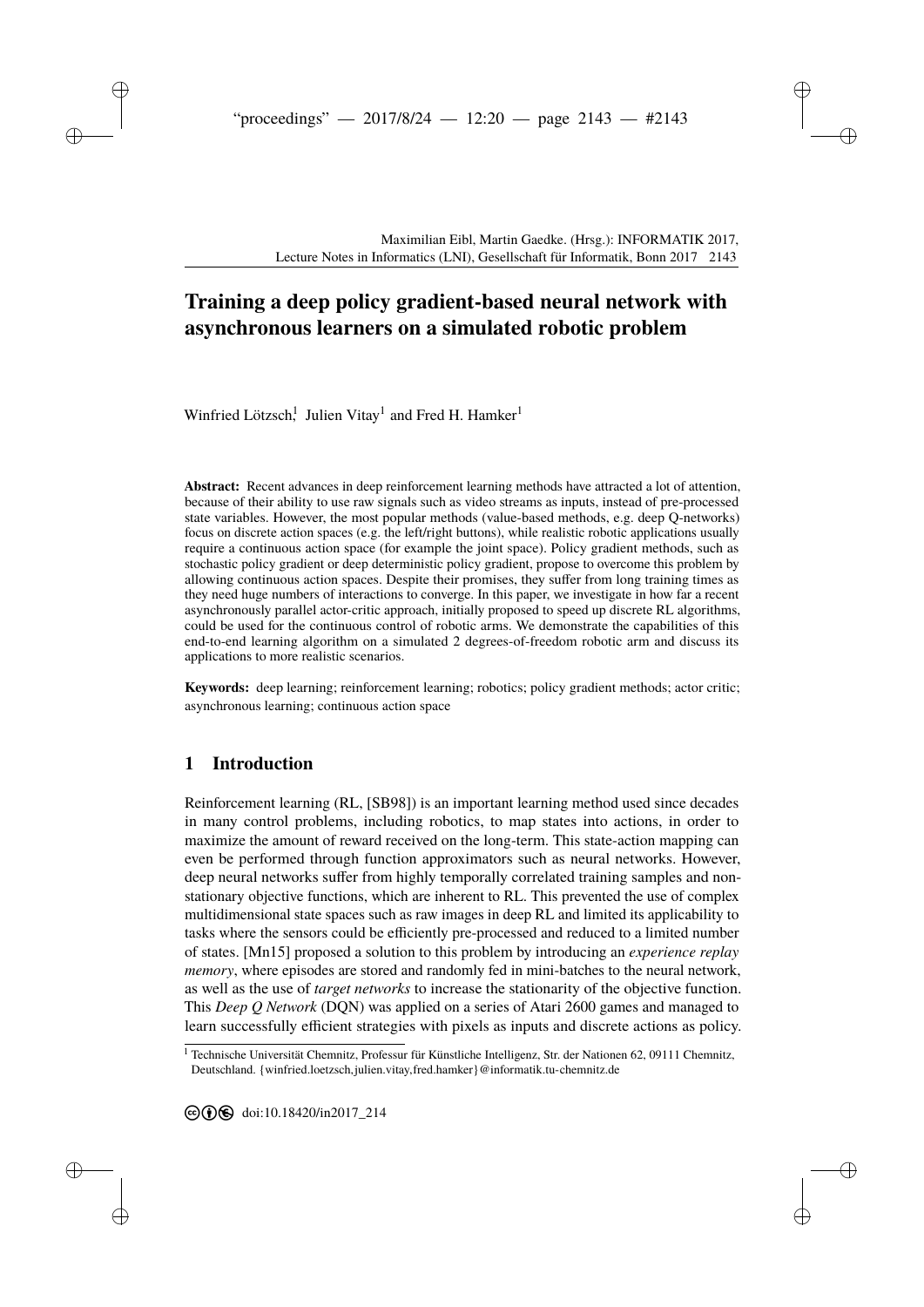# Training a deep policy gradient-based neural network with asynchronous learners on a simulated robotic problem

Winfried Lötzsch[1], Julien Vitay[1] and Fred H. Hamker[1]

**Abstract:** Recent advances in deep reinforcement learning methods have attracted a lot of attention, because of their ability to use raw signals such as video streams as inputs, instead of pre-processed state variables. However, the most popular methods (value-based methods, e.g. deep Q-networks) focus on discrete action spaces (e.g. the left/right buttons), while realistic robotic applications usually require a continuous action space (for example the joint space). Policy gradient methods, such as stochastic policy gradient or deep deterministic policy gradient, propose to overcome this problem by allowing continuous action spaces. Despite their promises, they suffer from long training times as they need huge numbers of interactions to converge. In this paper, we investigate in how far a recent asynchronously parallel actor-critic approach, initially proposed to speed up discrete RL algorithms, could be used for the continuous control of robotic arms. We demonstrate the capabilities of this end-to-end learning algorithm on a simulated 2 degrees-of-freedom robotic arm and discuss its applications to more realistic scenarios.

**Keywords:** deep learning; reinforcement learning; robotics; policy gradient methods; actor critic; asynchronous learning; continuous action space

## 1 Introduction

Reinforcement learning (RL, [SB98]) is an important learning method used since decades in many control problems, including robotics, to map states into actions, in order to maximize the amount of reward received on the long-term. This state-action mapping can even be performed through function approximators such as neural networks. However, deep neural networks suffer from highly temporally correlated training samples and non-stationary objective functions, which are inherent to RL. This prevented the use of complex multidimensional state spaces such as raw images in deep RL and limited its applicability to tasks where the sensors could be efficiently pre-processed and reduced to a limited number of states. [Mn15] proposed a solution to this problem by introducing an *experience replay memory*, where episodes are stored and randomly fed in mini-batches to the neural network, as well as the use of *target networks* to increase the stationarity of the objective function. This *Deep Q Network* (DQN) was applied on a series of Atari 2600 games and managed to learn successfully efficient strategies with pixels as inputs and discrete actions as policy.

[1] Technische Universität Chemnitz, Professur für Künstliche Intelligenz, Str. der Nationen 62, 09111 Chemnitz, Deutschland. {winfried.loetzsch,julien.vitay,fred.hamker}@informatik.tu-chemnitz.de

doi:10.18420/in2017_214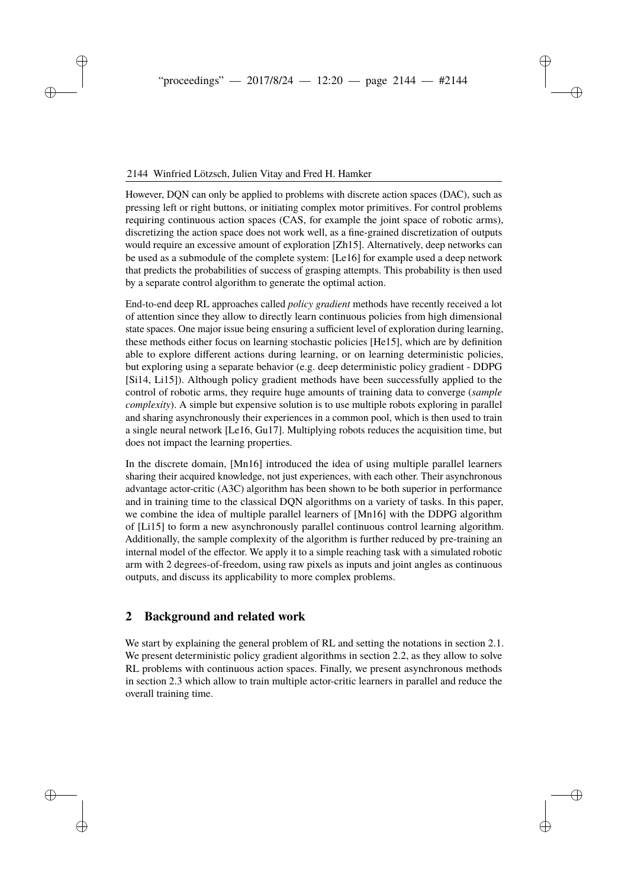However, DQN can only be applied to problems with discrete action spaces (DAC), such as pressing left or right buttons, or initiating complex motor primitives. For control problems requiring continuous action spaces (CAS, for example the joint space of robotic arms), discretizing the action space does not work well, as a fine-grained discretization of outputs would require an excessive amount of exploration [Zh15]. Alternatively, deep networks can be used as a submodule of the complete system: [Le16] for example used a deep network that predicts the probabilities of success of grasping attempts. This probability is then used by a separate control algorithm to generate the optimal action.

End-to-end deep RL approaches called *policy gradient* methods have recently received a lot of attention since they allow to directly learn continuous policies from high dimensional state spaces. One major issue being ensuring a sufficient level of exploration during learning, these methods either focus on learning stochastic policies [He15], which are by definition able to explore different actions during learning, or on learning deterministic policies, but exploring using a separate behavior (e.g. deep deterministic policy gradient - DDPG [Si14, Li15]). Although policy gradient methods have been successfully applied to the control of robotic arms, they require huge amounts of training data to converge (*sample complexity*). A simple but expensive solution is to use multiple robots exploring in parallel and sharing asynchronously their experiences in a common pool, which is then used to train a single neural network [Le16, Gu17]. Multiplying robots reduces the acquisition time, but does not impact the learning properties.

In the discrete domain, [Mn16] introduced the idea of using multiple parallel learners sharing their acquired knowledge, not just experiences, with each other. Their asynchronous advantage actor-critic (A3C) algorithm has been shown to be both superior in performance and in training time to the classical DQN algorithms on a variety of tasks. In this paper, we combine the idea of multiple parallel learners of [Mn16] with the DDPG algorithm of [Li15] to form a new asynchronously parallel continuous control learning algorithm. Additionally, the sample complexity of the algorithm is further reduced by pre-training an internal model of the effector. We apply it to a simple reaching task with a simulated robotic arm with 2 degrees-of-freedom, using raw pixels as inputs and joint angles as continuous outputs, and discuss its applicability to more complex problems.

## 2 Background and related work

We start by explaining the general problem of RL and setting the notations in section 2.1. We present deterministic policy gradient algorithms in section 2.2, as they allow to solve RL problems with continuous action spaces. Finally, we present asynchronous methods in section 2.3 which allow to train multiple actor-critic learners in parallel and reduce the overall training time.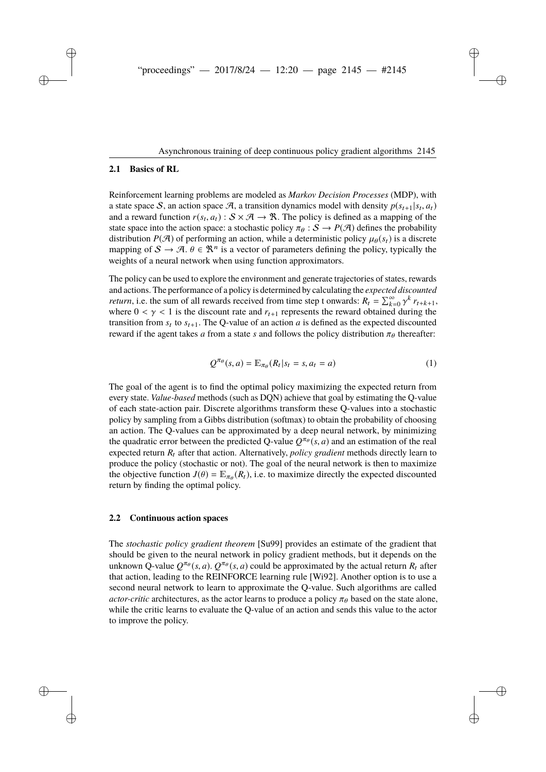### 2.1 Basics of RL

Reinforcement learning problems are modeled as *Markov Decision Processes* (MDP), with a state space $\mathcal{S}$, an action space $\mathcal{A}$, a transition dynamics model with density $p(s_{t+1}|s_t, a_t)$ and a reward function $r(s_t, a_t) : \mathcal{S} \times \mathcal{A} \rightarrow \Re$. The policy is defined as a mapping of the state space into the action space: a stochastic policy $\pi_\theta : \mathcal{S} \rightarrow P(\mathcal{A})$ defines the probability distribution $P(\mathcal{A})$ of performing an action, while a deterministic policy $\mu_\theta(s_t)$ is a discrete mapping of $\mathcal{S} \rightarrow \mathcal{A}$. $\theta \in \Re^n$ is a vector of parameters defining the policy, typically the weights of a neural network when using function approximators.

The policy can be used to explore the environment and generate trajectories of states, rewards and actions. The performance of a policy is determined by calculating the *expected discounted return*, i.e. the sum of all rewards received from time step t onwards: $R_t = \sum_{k=0}^{\infty} \gamma^k \, r_{t+k+1}$, where $0 < \gamma < 1$ is the discount rate and $r_{t+1}$ represents the reward obtained during the transition from $s_t$ to $s_{t+1}$. The Q-value of an action $a$ is defined as the expected discounted reward if the agent takes $a$ from a state $s$ and follows the policy distribution $\pi_\theta$ thereafter:

$$Q^{\pi_\theta}(s, a) = \mathbb{E}_{\pi_\theta}(R_t | s_t = s, a_t = a) \tag{1}$$

The goal of the agent is to find the optimal policy maximizing the expected return from every state. *Value-based* methods (such as DQN) achieve that goal by estimating the Q-value of each state-action pair. Discrete algorithms transform these Q-values into a stochastic policy by sampling from a Gibbs distribution (softmax) to obtain the probability of choosing an action. The Q-values can be approximated by a deep neural network, by minimizing the quadratic error between the predicted Q-value $Q^{\pi_\theta}(s, a)$ and an estimation of the real expected return $R_t$ after that action. Alternatively, *policy gradient* methods directly learn to produce the policy (stochastic or not). The goal of the neural network is then to maximize the objective function $J(\theta) = \mathbb{E}_{\pi_\theta}(R_t)$, i.e. to maximize directly the expected discounted return by finding the optimal policy.

### 2.2 Continuous action spaces

The *stochastic policy gradient theorem* [Su99] provides an estimate of the gradient that should be given to the neural network in policy gradient methods, but it depends on the unknown Q-value $Q^{\pi_\theta}(s, a)$. $Q^{\pi_\theta}(s, a)$ could be approximated by the actual return $R_t$ after that action, leading to the REINFORCE learning rule [Wi92]. Another option is to use a second neural network to learn to approximate the Q-value. Such algorithms are called *actor-critic* architectures, as the actor learns to produce a policy $\pi_\theta$ based on the state alone, while the critic learns to evaluate the Q-value of an action and sends this value to the actor to improve the policy.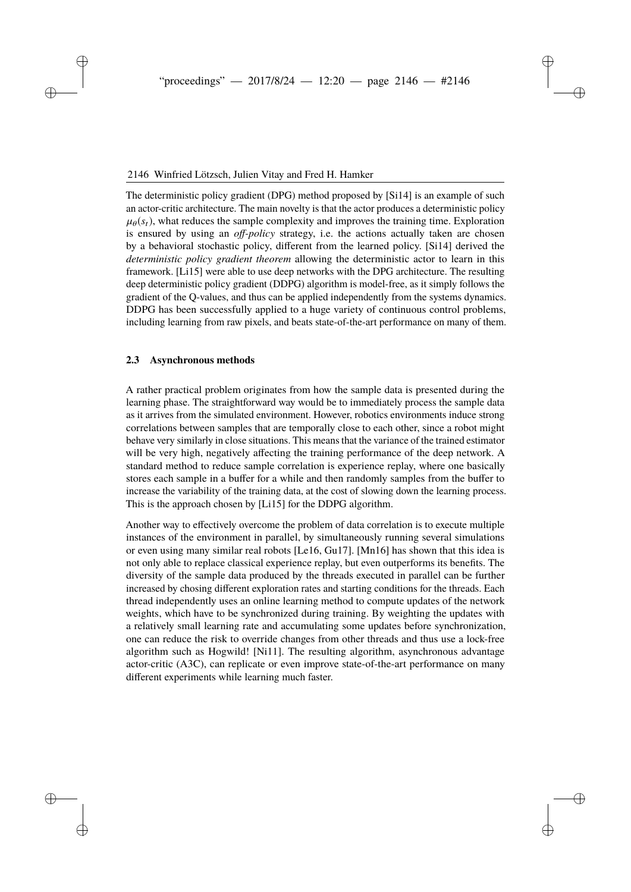The deterministic policy gradient (DPG) method proposed by [Si14] is an example of such an actor-critic architecture. The main novelty is that the actor produces a deterministic policy $\mu_\theta(s_t)$, what reduces the sample complexity and improves the training time. Exploration is ensured by using an *off-policy* strategy, i.e. the actions actually taken are chosen by a behavioral stochastic policy, different from the learned policy. [Si14] derived the *deterministic policy gradient theorem* allowing the deterministic actor to learn in this framework. [Li15] were able to use deep networks with the DPG architecture. The resulting deep deterministic policy gradient (DDPG) algorithm is model-free, as it simply follows the gradient of the Q-values, and thus can be applied independently from the systems dynamics. DDPG has been successfully applied to a huge variety of continuous control problems, including learning from raw pixels, and beats state-of-the-art performance on many of them.

### 2.3 Asynchronous methods

A rather practical problem originates from how the sample data is presented during the learning phase. The straightforward way would be to immediately process the sample data as it arrives from the simulated environment. However, robotics environments induce strong correlations between samples that are temporally close to each other, since a robot might behave very similarly in close situations. This means that the variance of the trained estimator will be very high, negatively affecting the training performance of the deep network. A standard method to reduce sample correlation is experience replay, where one basically stores each sample in a buffer for a while and then randomly samples from the buffer to increase the variability of the training data, at the cost of slowing down the learning process. This is the approach chosen by [Li15] for the DDPG algorithm.

Another way to effectively overcome the problem of data correlation is to execute multiple instances of the environment in parallel, by simultaneously running several simulations or even using many similar real robots [Le16, Gu17]. [Mn16] has shown that this idea is not only able to replace classical experience replay, but even outperforms its benefits. The diversity of the sample data produced by the threads executed in parallel can be further increased by chosing different exploration rates and starting conditions for the threads. Each thread independently uses an online learning method to compute updates of the network weights, which have to be synchronized during training. By weighting the updates with a relatively small learning rate and accumulating some updates before synchronization, one can reduce the risk to override changes from other threads and thus use a lock-free algorithm such as Hogwild! [Ni11]. The resulting algorithm, asynchronous advantage actor-critic (A3C), can replicate or even improve state-of-the-art performance on many different experiments while learning much faster.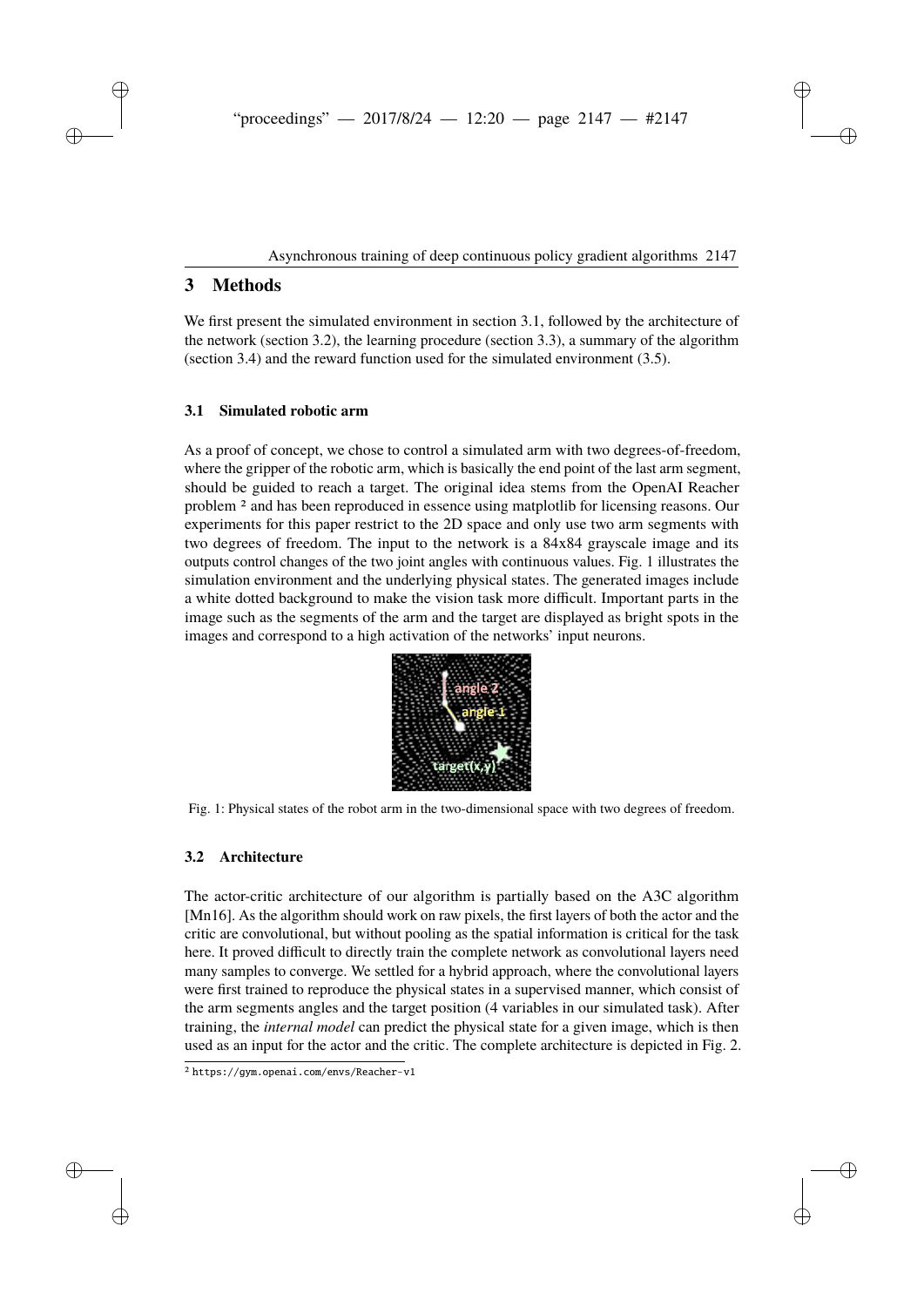## 3 Methods

We first present the simulated environment in section 3.1, followed by the architecture of the network (section 3.2), the learning procedure (section 3.3), a summary of the algorithm (section 3.4) and the reward function used for the simulated environment (3.5).

### 3.1 Simulated robotic arm

As a proof of concept, we chose to control a simulated arm with two degrees-of-freedom, where the gripper of the robotic arm, which is basically the end point of the last arm segment, should be guided to reach a target. The original idea stems from the OpenAI Reacher problem [2] and has been reproduced in essence using matplotlib for licensing reasons. Our experiments for this paper restrict to the 2D space and only use two arm segments with two degrees of freedom. The input to the network is a 84x84 grayscale image and its outputs control changes of the two joint angles with continuous values. Fig. 1 illustrates the simulation environment and the underlying physical states. The generated images include a white dotted background to make the vision task more difficult. Important parts in the image such as the segments of the arm and the target are displayed as bright spots in the images and correspond to a high activation of the networks' input neurons.

Fig. 1: Physical states of the robot arm in the two-dimensional space with two degrees of freedom.

### 3.2 Architecture

The actor-critic architecture of our algorithm is partially based on the A3C algorithm [Mn16]. As the algorithm should work on raw pixels, the first layers of both the actor and the critic are convolutional, but without pooling as the spatial information is critical for the task here. It proved difficult to directly train the complete network as convolutional layers need many samples to converge. We settled for a hybrid approach, where the convolutional layers were first trained to reproduce the physical states in a supervised manner, which consist of the arm segments angles and the target position (4 variables in our simulated task). After training, the *internal model* can predict the physical state for a given image, which is then used as an input for the actor and the critic. The complete architecture is depicted in Fig. 2.

[2] https://gym.openai.com/envs/Reacher-v1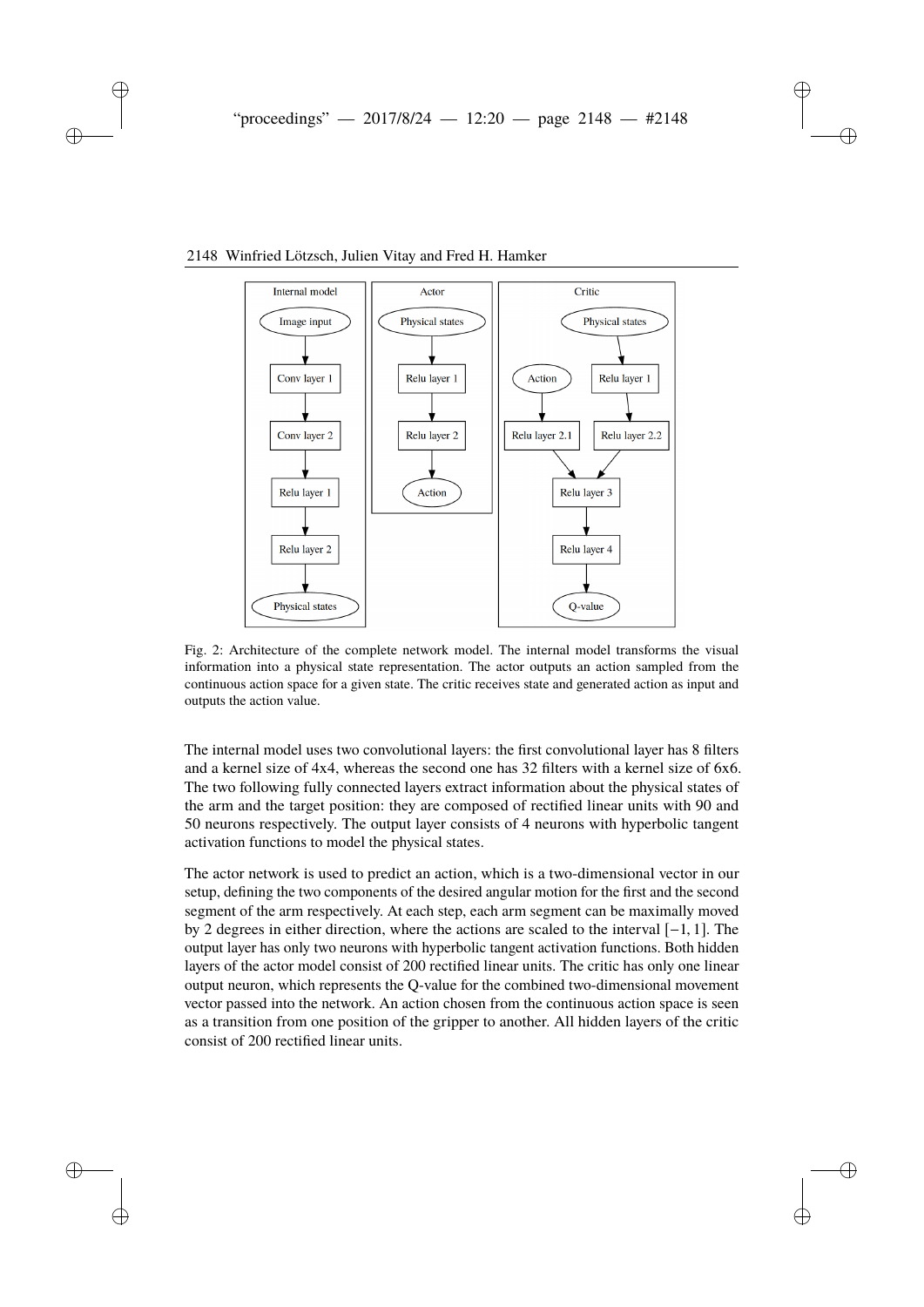Fig. 2: Architecture of the complete network model. The internal model transforms the visual information into a physical state representation. The actor outputs an action sampled from the continuous action space for a given state. The critic receives state and generated action as input and outputs the action value.

The internal model uses two convolutional layers: the first convolutional layer has 8 filters and a kernel size of 4x4, whereas the second one has 32 filters with a kernel size of 6x6. The two following fully connected layers extract information about the physical states of the arm and the target position: they are composed of rectified linear units with 90 and 50 neurons respectively. The output layer consists of 4 neurons with hyperbolic tangent activation functions to model the physical states.

The actor network is used to predict an action, which is a two-dimensional vector in our setup, defining the two components of the desired angular motion for the first and the second segment of the arm respectively. At each step, each arm segment can be maximally moved by 2 degrees in either direction, where the actions are scaled to the interval $[-1, 1]$. The output layer has only two neurons with hyperbolic tangent activation functions. Both hidden layers of the actor model consist of 200 rectified linear units. The critic has only one linear output neuron, which represents the Q-value for the combined two-dimensional movement vector passed into the network. An action chosen from the continuous action space is seen as a transition from one position of the gripper to another. All hidden layers of the critic consist of 200 rectified linear units.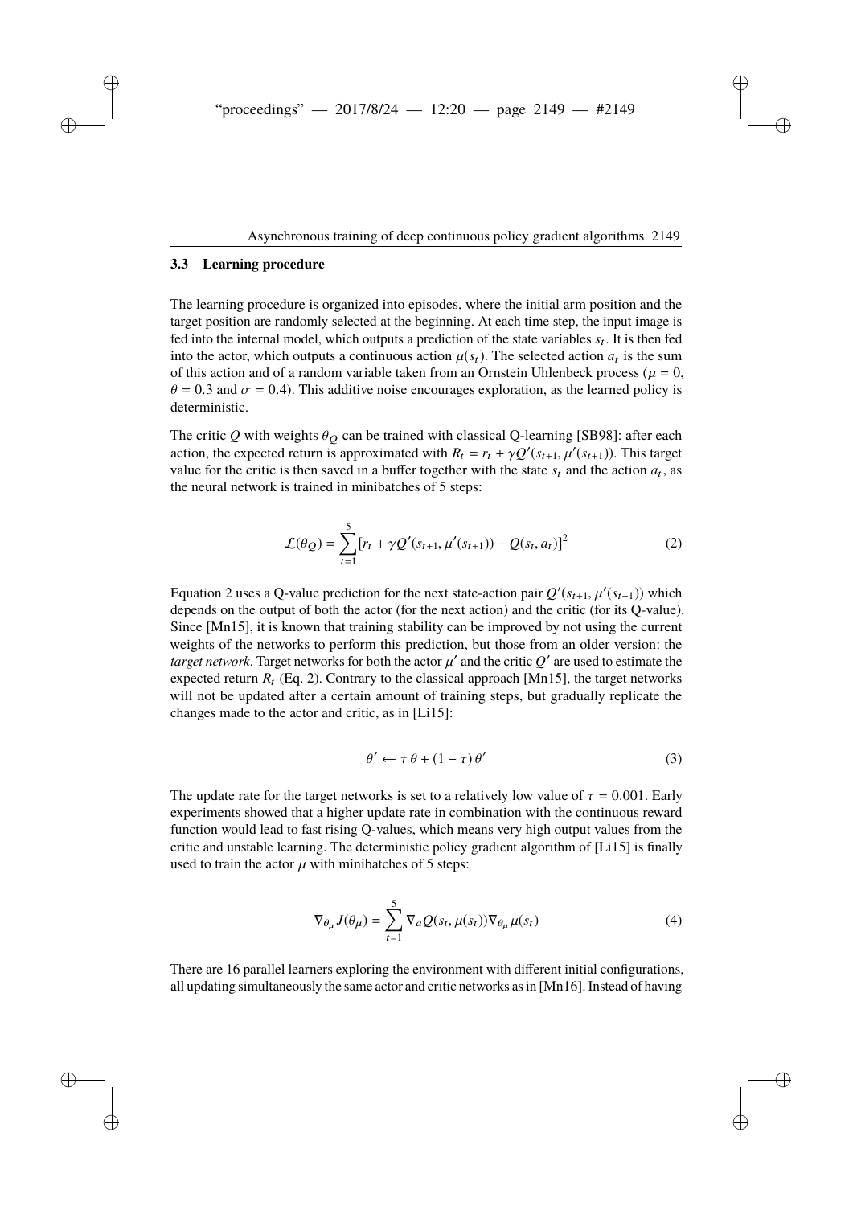### 3.3 Learning procedure

The learning procedure is organized into episodes, where the initial arm position and the target position are randomly selected at the beginning. At each time step, the input image is fed into the internal model, which outputs a prediction of the state variables $s_t$. It is then fed into the actor, which outputs a continuous action $\mu(s_t)$. The selected action $a_t$ is the sum of this action and of a random variable taken from an Ornstein Uhlenbeck process ($\mu = 0$, $\theta = 0.3$ and $\sigma = 0.4$). This additive noise encourages exploration, as the learned policy is deterministic.

The critic $Q$ with weights $\theta_Q$ can be trained with classical Q-learning [SB98]: after each action, the expected return is approximated with $R_t = r_t + \gamma Q'(s_{t+1}, \mu'(s_{t+1}))$. This target value for the critic is then saved in a buffer together with the state $s_t$ and the action $a_t$, as the neural network is trained in minibatches of 5 steps:

$$\mathcal{L}(\theta_Q) = \sum_{t=1}^{5} [r_t + \gamma Q'(s_{t+1}, \mu'(s_{t+1})) - Q(s_t, a_t)]^2 \tag{2}$$

Equation 2 uses a Q-value prediction for the next state-action pair $Q'(s_{t+1}, \mu'(s_{t+1}))$ which depends on the output of both the actor (for the next action) and the critic (for its Q-value). Since [Mn15], it is known that training stability can be improved by not using the current weights of the networks to perform this prediction, but those from an older version: the *target network*. Target networks for both the actor $\mu'$ and the critic $Q'$ are used to estimate the expected return $R_t$ (Eq. 2). Contrary to the classical approach [Mn15], the target networks will not be updated after a certain amount of training steps, but gradually replicate the changes made to the actor and critic, as in [Li15]:

$$\theta' \leftarrow \tau\,\theta + (1 - \tau)\,\theta' \tag{3}$$

The update rate for the target networks is set to a relatively low value of $\tau = 0.001$. Early experiments showed that a higher update rate in combination with the continuous reward function would lead to fast rising Q-values, which means very high output values from the critic and unstable learning. The deterministic policy gradient algorithm of [Li15] is finally used to train the actor $\mu$ with minibatches of 5 steps:

$$\nabla_{\theta_\mu} J(\theta_\mu) = \sum_{t=1}^{5} \nabla_a Q(s_t, \mu(s_t)) \nabla_{\theta_\mu} \mu(s_t) \tag{4}$$

There are 16 parallel learners exploring the environment with different initial configurations, all updating simultaneously the same actor and critic networks as in [Mn16]. Instead of having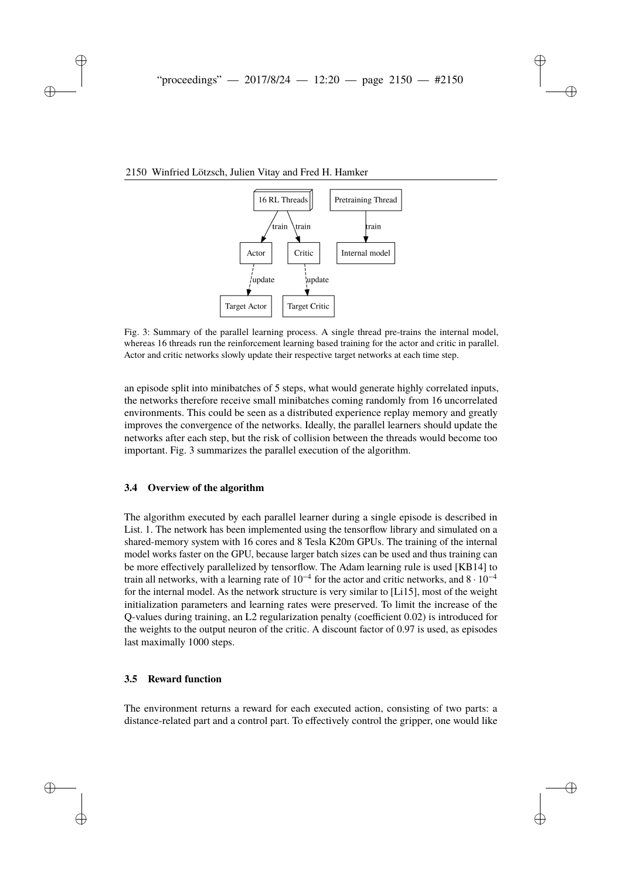Fig. 3: Summary of the parallel learning process. A single thread pre-trains the internal model, whereas 16 threads run the reinforcement learning based training for the actor and critic in parallel. Actor and critic networks slowly update their respective target networks at each time step.

an episode split into minibatches of 5 steps, what would generate highly correlated inputs, the networks therefore receive small minibatches coming randomly from 16 uncorrelated environments. This could be seen as a distributed experience replay memory and greatly improves the convergence of the networks. Ideally, the parallel learners should update the networks after each step, but the risk of collision between the threads would become too important. Fig. 3 summarizes the parallel execution of the algorithm.

### 3.4 Overview of the algorithm

The algorithm executed by each parallel learner during a single episode is described in List. 1. The network has been implemented using the tensorflow library and simulated on a shared-memory system with 16 cores and 8 Tesla K20m GPUs. The training of the internal model works faster on the GPU, because larger batch sizes can be used and thus training can be more effectively parallelized by tensorflow. The Adam learning rule is used [KB14] to train all networks, with a learning rate of $10^{-4}$ for the actor and critic networks, and $8 \cdot 10^{-4}$ for the internal model. As the network structure is very similar to [Li15], most of the weight initialization parameters and learning rates were preserved. To limit the increase of the Q-values during training, an L2 regularization penalty (coefficient 0.02) is introduced for the weights to the output neuron of the critic. A discount factor of 0.97 is used, as episodes last maximally 1000 steps.

### 3.5 Reward function

The environment returns a reward for each executed action, consisting of two parts: a distance-related part and a control part. To effectively control the gripper, one would like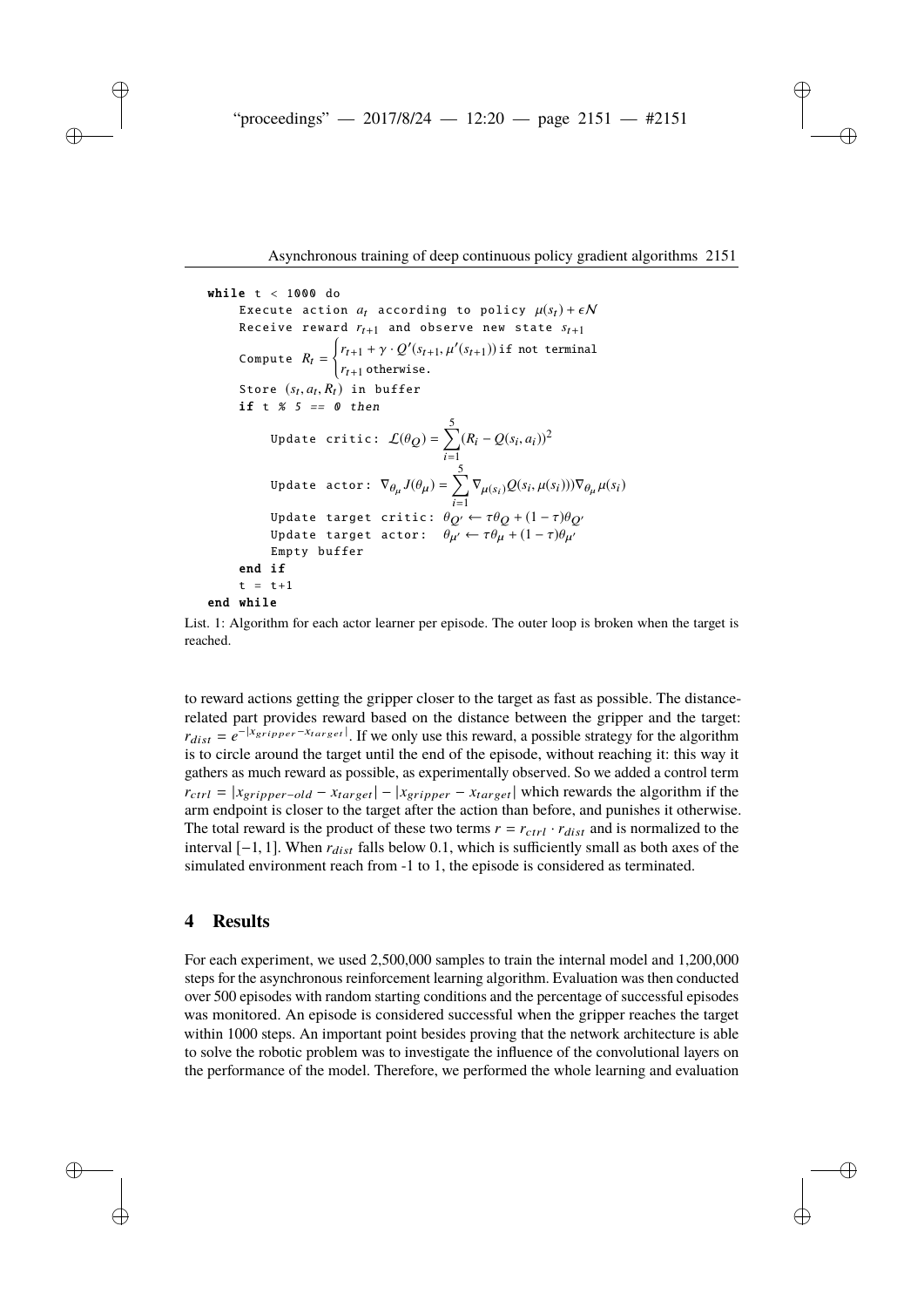```
while t < 1000 do
    Execute action $a_t$ according to policy $\mu(s_t) + \epsilon\mathcal{N}$
    Receive reward $r_{t+1}$ and observe new state $s_{t+1}$
    Compute $R_t = \begin{cases} r_{t+1} + \gamma \cdot Q'(s_{t+1}, \mu'(s_{t+1})) & \text{if not terminal} \\ r_{t+1} & \text{otherwise.} \end{cases}$
    Store $(s_t, a_t, R_t)$ in buffer
    if t % 5 == 0 then
        Update critic: $\mathcal{L}(\theta_Q) = \sum_{i=1}^{5} (R_i - Q(s_i, a_i))^2$
        Update actor: $\nabla_{\theta_\mu} J(\theta_\mu) = \sum_{i=1}^{5} \nabla_{\mu(s_i)} Q(s_i, \mu(s_i))) \nabla_{\theta_\mu} \mu(s_i)$
        Update target critic: $\theta_{Q'} \leftarrow \tau\theta_Q + (1-\tau)\theta_{Q'}$
        Update target actor:  $\theta_{\mu'} \leftarrow \tau\theta_\mu + (1-\tau)\theta_{\mu'}$
        Empty buffer
    end if
    t = t+1
end while
```

List. 1: Algorithm for each actor learner per episode. The outer loop is broken when the target is reached.

to reward actions getting the gripper closer to the target as fast as possible. The distance-related part provides reward based on the distance between the gripper and the target: $r_{dist} = e^{-|x_{gripper} - x_{target}|}$. If we only use this reward, a possible strategy for the algorithm is to circle around the target until the end of the episode, without reaching it: this way it gathers as much reward as possible, as experimentally observed. So we added a control term $r_{ctrl} = |x_{gripper-old} - x_{target}| - |x_{gripper} - x_{target}|$ which rewards the algorithm if the arm endpoint is closer to the target after the action than before, and punishes it otherwise. The total reward is the product of these two terms $r = r_{ctrl} \cdot r_{dist}$ and is normalized to the interval $[-1, 1]$. When $r_{dist}$ falls below 0.1, which is sufficiently small as both axes of the simulated environment reach from -1 to 1, the episode is considered as terminated.

## 4 Results

For each experiment, we used 2,500,000 samples to train the internal model and 1,200,000 steps for the asynchronous reinforcement learning algorithm. Evaluation was then conducted over 500 episodes with random starting conditions and the percentage of successful episodes was monitored. An episode is considered successful when the gripper reaches the target within 1000 steps. An important point besides proving that the network architecture is able to solve the robotic problem was to investigate the influence of the convolutional layers on the performance of the model. Therefore, we performed the whole learning and evaluation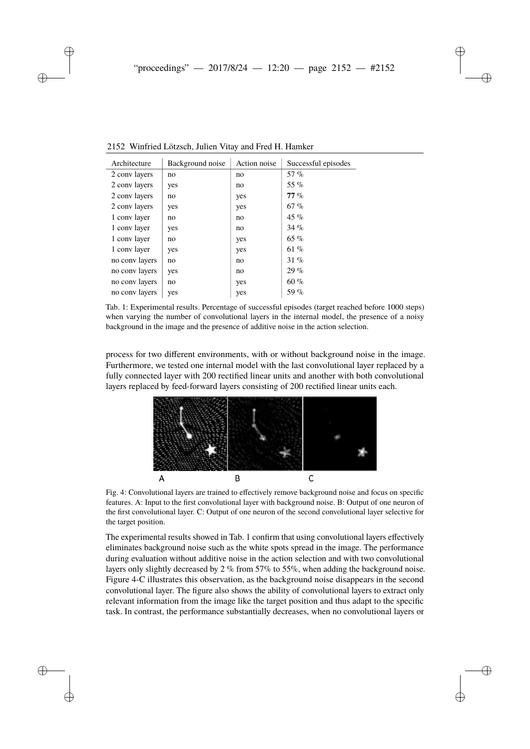| Architecture | Background noise | Action noise | Successful episodes |
|---|---|---|---|
| 2 conv layers | no | no | 57 % |
| 2 conv layers | yes | no | 55 % |
| 2 conv layers | no | yes | **77** % |
| 2 conv layers | yes | yes | 67 % |
| 1 conv layer | no | no | 45 % |
| 1 conv layer | yes | no | 34 % |
| 1 conv layer | no | yes | 65 % |
| 1 conv layer | yes | yes | 61 % |
| no conv layers | no | no | 31 % |
| no conv layers | yes | no | 29 % |
| no conv layers | no | yes | 60 % |
| no conv layers | yes | yes | 59 % |

Tab. 1: Experimental results. Percentage of successful episodes (target reached before 1000 steps) when varying the number of convolutional layers in the internal model, the presence of a noisy background in the image and the presence of additive noise in the action selection.

process for two different environments, with or without background noise in the image. Furthermore, we tested one internal model with the last convolutional layer replaced by a fully connected layer with 200 rectified linear units and another with both convolutional layers replaced by feed-forward layers consisting of 200 rectified linear units each.

Fig. 4: Convolutional layers are trained to effectively remove background noise and focus on specific features. A: Input to the first convolutional layer with background noise. B: Output of one neuron of the first convolutional layer. C: Output of one neuron of the second convolutional layer selective for the target position.

The experimental results showed in Tab. 1 confirm that using convolutional layers effectively eliminates background noise such as the white spots spread in the image. The performance during evaluation without additive noise in the action selection and with two convolutional layers only slightly decreased by 2 % from 57% to 55%, when adding the background noise. Figure 4-C illustrates this observation, as the background noise disappears in the second convolutional layer. The figure also shows the ability of convolutional layers to extract only relevant information from the image like the target position and thus adapt to the specific task. In contrast, the performance substantially decreases, when no convolutional layers or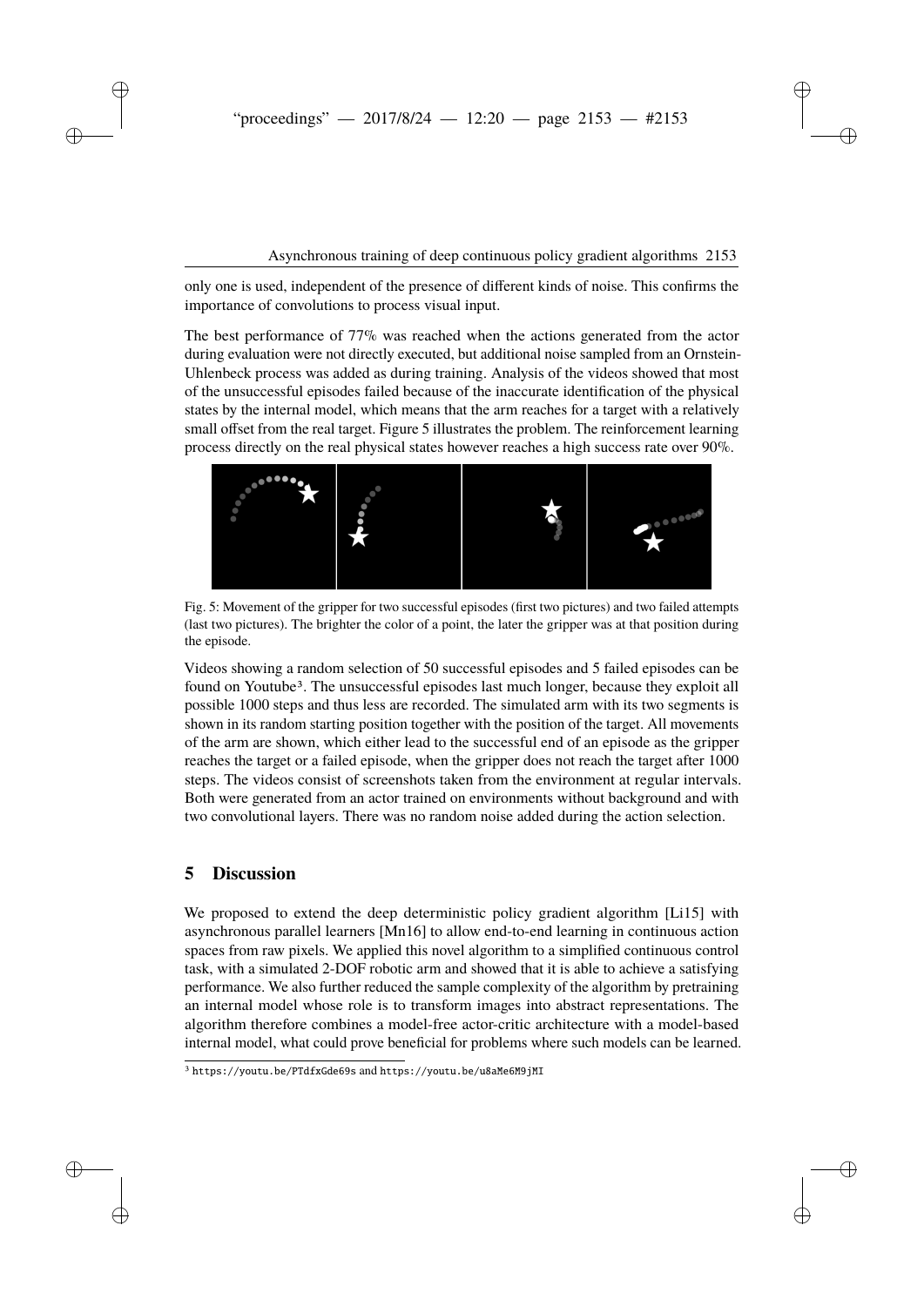only one is used, independent of the presence of different kinds of noise. This confirms the importance of convolutions to process visual input.

The best performance of 77% was reached when the actions generated from the actor during evaluation were not directly executed, but additional noise sampled from an Ornstein-Uhlenbeck process was added as during training. Analysis of the videos showed that most of the unsuccessful episodes failed because of the inaccurate identification of the physical states by the internal model, which means that the arm reaches for a target with a relatively small offset from the real target. Figure 5 illustrates the problem. The reinforcement learning process directly on the real physical states however reaches a high success rate over 90%.

Fig. 5: Movement of the gripper for two successful episodes (first two pictures) and two failed attempts (last two pictures). The brighter the color of a point, the later the gripper was at that position during the episode.

Videos showing a random selection of 50 successful episodes and 5 failed episodes can be found on Youtube[3]. The unsuccessful episodes last much longer, because they exploit all possible 1000 steps and thus less are recorded. The simulated arm with its two segments is shown in its random starting position together with the position of the target. All movements of the arm are shown, which either lead to the successful end of an episode as the gripper reaches the target or a failed episode, when the gripper does not reach the target after 1000 steps. The videos consist of screenshots taken from the environment at regular intervals. Both were generated from an actor trained on environments without background and with two convolutional layers. There was no random noise added during the action selection.

## 5 Discussion

We proposed to extend the deep deterministic policy gradient algorithm [Li15] with asynchronous parallel learners [Mn16] to allow end-to-end learning in continuous action spaces from raw pixels. We applied this novel algorithm to a simplified continuous control task, with a simulated 2-DOF robotic arm and showed that it is able to achieve a satisfying performance. We also further reduced the sample complexity of the algorithm by pretraining an internal model whose role is to transform images into abstract representations. The algorithm therefore combines a model-free actor-critic architecture with a model-based internal model, what could prove beneficial for problems where such models can be learned.

[3] https://youtu.be/PTdfxGde69s and https://youtu.be/u8aMe6M9jMI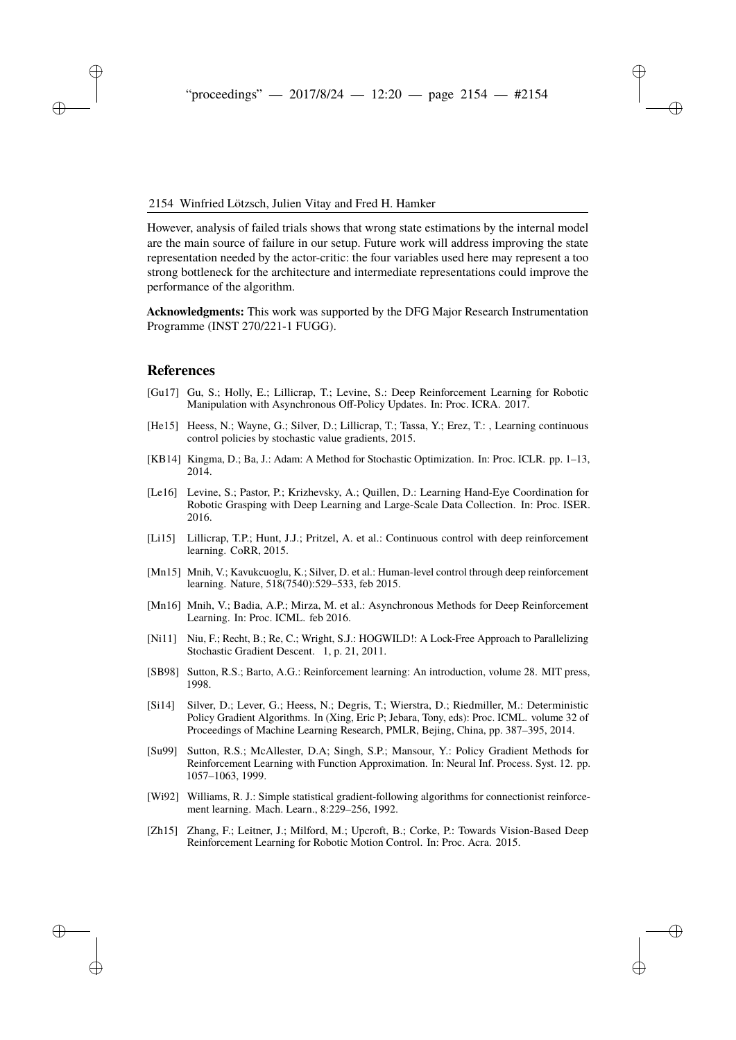However, analysis of failed trials shows that wrong state estimations by the internal model are the main source of failure in our setup. Future work will address improving the state representation needed by the actor-critic: the four variables used here may represent a too strong bottleneck for the architecture and intermediate representations could improve the performance of the algorithm.

**Acknowledgments:** This work was supported by the DFG Major Research Instrumentation Programme (INST 270/221-1 FUGG).

## References

[Gu17] Gu, S.; Holly, E.; Lillicrap, T.; Levine, S.: Deep Reinforcement Learning for Robotic Manipulation with Asynchronous Off-Policy Updates. In: Proc. ICRA. 2017.

[He15] Heess, N.; Wayne, G.; Silver, D.; Lillicrap, T.; Tassa, Y.; Erez, T.: , Learning continuous control policies by stochastic value gradients, 2015.

[KB14] Kingma, D.; Ba, J.: Adam: A Method for Stochastic Optimization. In: Proc. ICLR. pp. 1–13, 2014.

[Le16] Levine, S.; Pastor, P.; Krizhevsky, A.; Quillen, D.: Learning Hand-Eye Coordination for Robotic Grasping with Deep Learning and Large-Scale Data Collection. In: Proc. ISER. 2016.

[Li15] Lillicrap, T.P.; Hunt, J.J.; Pritzel, A. et al.: Continuous control with deep reinforcement learning. CoRR, 2015.

[Mn15] Mnih, V.; Kavukcuoglu, K.; Silver, D. et al.: Human-level control through deep reinforcement learning. Nature, 518(7540):529–533, feb 2015.

[Mn16] Mnih, V.; Badia, A.P.; Mirza, M. et al.: Asynchronous Methods for Deep Reinforcement Learning. In: Proc. ICML. feb 2016.

[Ni11] Niu, F.; Recht, B.; Re, C.; Wright, S.J.: HOGWILD!: A Lock-Free Approach to Parallelizing Stochastic Gradient Descent. 1, p. 21, 2011.

[SB98] Sutton, R.S.; Barto, A.G.: Reinforcement learning: An introduction, volume 28. MIT press, 1998.

[Si14] Silver, D.; Lever, G.; Heess, N.; Degris, T.; Wierstra, D.; Riedmiller, M.: Deterministic Policy Gradient Algorithms. In (Xing, Eric P; Jebara, Tony, eds): Proc. ICML. volume 32 of Proceedings of Machine Learning Research, PMLR, Bejing, China, pp. 387–395, 2014.

[Su99] Sutton, R.S.; McAllester, D.A; Singh, S.P.; Mansour, Y.: Policy Gradient Methods for Reinforcement Learning with Function Approximation. In: Neural Inf. Process. Syst. 12. pp. 1057–1063, 1999.

[Wi92] Williams, R. J.: Simple statistical gradient-following algorithms for connectionist reinforcement learning. Mach. Learn., 8:229–256, 1992.

[Zh15] Zhang, F.; Leitner, J.; Milford, M.; Upcroft, B.; Corke, P.: Towards Vision-Based Deep Reinforcement Learning for Robotic Motion Control. In: Proc. Acra. 2015.